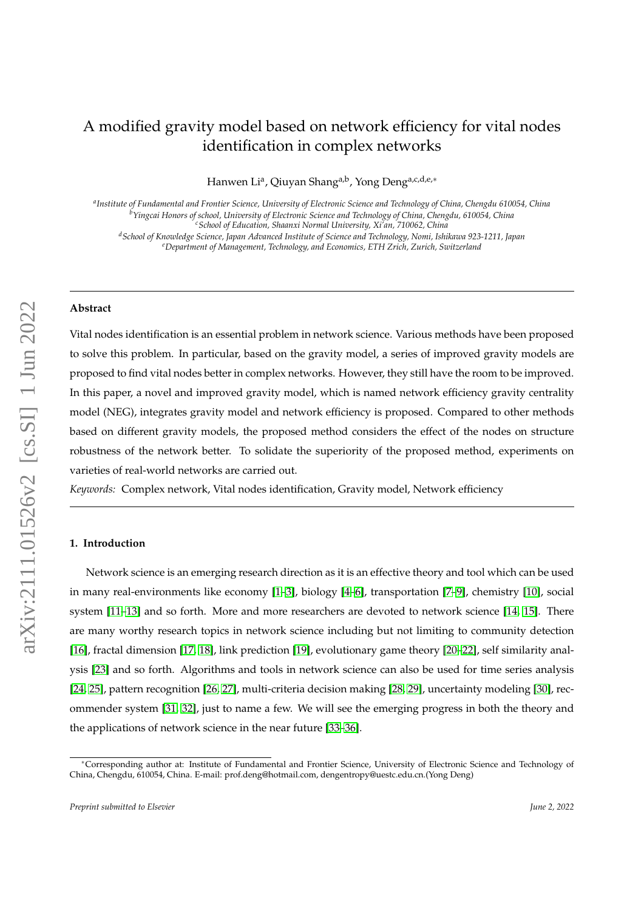# A modified gravity model based on network efficiency for vital nodes identification in complex networks

Hanwen Li[a], Qiuyan Shang[a,b], Yong Deng[a,c,d,e,*]

[a]*Institute of Fundamental and Frontier Science, University of Electronic Science and Technology of China, Chengdu 610054, China*
[b]*Yingcai Honors of school, University of Electronic Science and Technology of China, Chengdu, 610054, China*
[c]*School of Education, Shaanxi Normal University, Xi'an, 710062, China*
[d]*School of Knowledge Science, Japan Advanced Institute of Science and Technology, Nomi, Ishikawa 923-1211, Japan*
[e]*Department of Management, Technology, and Economics, ETH Zrich, Zurich, Switzerland*

---

**Abstract**

Vital nodes identification is an essential problem in network science. Various methods have been proposed to solve this problem. In particular, based on the gravity model, a series of improved gravity models are proposed to find vital nodes better in complex networks. However, they still have the room to be improved. In this paper, a novel and improved gravity model, which is named network efficiency gravity centrality model (NEG), integrates gravity model and network efficiency is proposed. Compared to other methods based on different gravity models, the proposed method considers the effect of the nodes on structure robustness of the network better. To solidate the superiority of the proposed method, experiments on varieties of real-world networks are carried out.

*Keywords:* Complex network, Vital nodes identification, Gravity model, Network efficiency

---

## 1. Introduction

Network science is an emerging research direction as it is an effective theory and tool which can be used in many real-environments like economy [1–3], biology [4–6], transportation [7–9], chemistry [10], social system [11–13] and so forth. More and more researchers are devoted to network science [14, 15]. There are many worthy research topics in network science including but not limiting to community detection [16], fractal dimension [17, 18], link prediction [19], evolutionary game theory [20–22], self similarity analysis [23] and so forth. Algorithms and tools in network science can also be used for time series analysis [24, 25], pattern recognition [26, 27], multi-criteria decision making [28, 29], uncertainty modeling [30], recommender system [31, 32], just to name a few. We will see the emerging progress in both the theory and the applications of network science in the near future [33–36].

*Corresponding author at: Institute of Fundamental and Frontier Science, University of Electronic Science and Technology of China, Chengdu, 610054, China. E-mail: prof.deng@hotmail.com, dengentropy@uestc.edu.cn.(Yong Deng)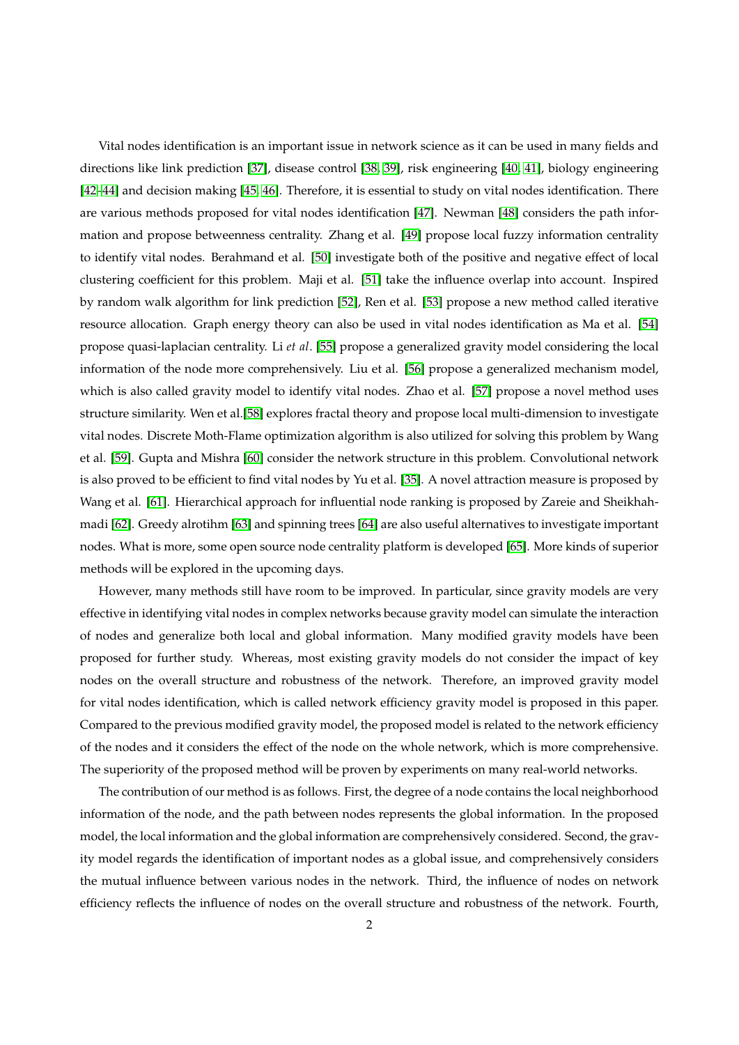Vital nodes identification is an important issue in network science as it can be used in many fields and directions like link prediction [37], disease control [38, 39], risk engineering [40, 41], biology engineering [42–44] and decision making [45, 46]. Therefore, it is essential to study on vital nodes identification. There are various methods proposed for vital nodes identification [47]. Newman [48] considers the path information and propose betweenness centrality. Zhang et al. [49] propose local fuzzy information centrality to identify vital nodes. Berahmand et al. [50] investigate both of the positive and negative effect of local clustering coefficient for this problem. Maji et al. [51] take the influence overlap into account. Inspired by random walk algorithm for link prediction [52], Ren et al. [53] propose a new method called iterative resource allocation. Graph energy theory can also be used in vital nodes identification as Ma et al. [54] propose quasi-laplacian centrality. Li *et al*. [55] propose a generalized gravity model considering the local information of the node more comprehensively. Liu et al. [56] propose a generalized mechanism model, which is also called gravity model to identify vital nodes. Zhao et al. [57] propose a novel method uses structure similarity. Wen et al.[58] explores fractal theory and propose local multi-dimension to investigate vital nodes. Discrete Moth-Flame optimization algorithm is also utilized for solving this problem by Wang et al. [59]. Gupta and Mishra [60] consider the network structure in this problem. Convolutional network is also proved to be efficient to find vital nodes by Yu et al. [35]. A novel attraction measure is proposed by Wang et al. [61]. Hierarchical approach for influential node ranking is proposed by Zareie and Sheikhahmadi [62]. Greedy alrotihm [63] and spinning trees [64] are also useful alternatives to investigate important nodes. What is more, some open source node centrality platform is developed [65]. More kinds of superior methods will be explored in the upcoming days.

However, many methods still have room to be improved. In particular, since gravity models are very effective in identifying vital nodes in complex networks because gravity model can simulate the interaction of nodes and generalize both local and global information. Many modified gravity models have been proposed for further study. Whereas, most existing gravity models do not consider the impact of key nodes on the overall structure and robustness of the network. Therefore, an improved gravity model for vital nodes identification, which is called network efficiency gravity model is proposed in this paper. Compared to the previous modified gravity model, the proposed model is related to the network efficiency of the nodes and it considers the effect of the node on the whole network, which is more comprehensive. The superiority of the proposed method will be proven by experiments on many real-world networks.

The contribution of our method is as follows. First, the degree of a node contains the local neighborhood information of the node, and the path between nodes represents the global information. In the proposed model, the local information and the global information are comprehensively considered. Second, the gravity model regards the identification of important nodes as a global issue, and comprehensively considers the mutual influence between various nodes in the network. Third, the influence of nodes on network efficiency reflects the influence of nodes on the overall structure and robustness of the network. Fourth,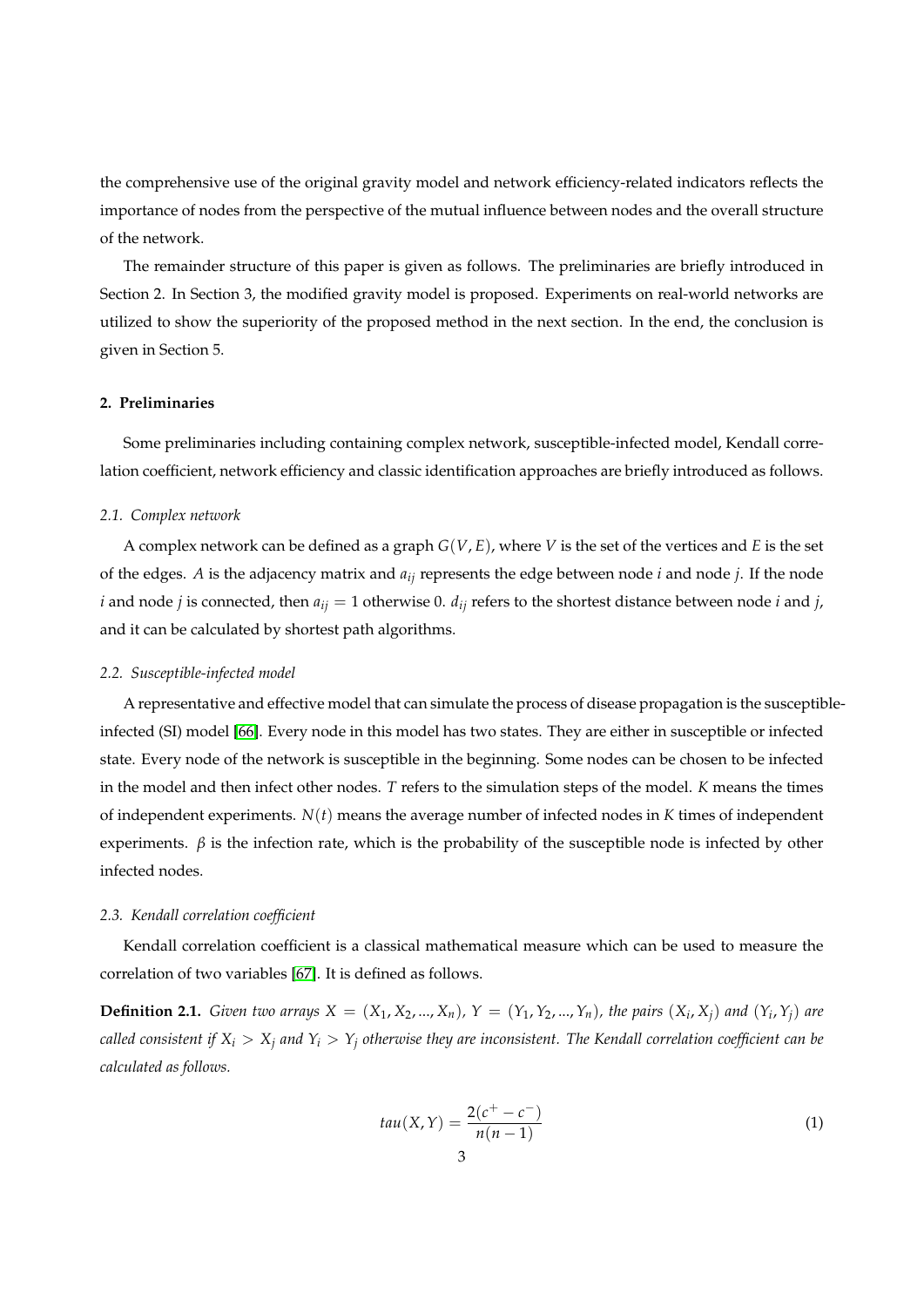the comprehensive use of the original gravity model and network efficiency-related indicators reflects the importance of nodes from the perspective of the mutual influence between nodes and the overall structure of the network.

The remainder structure of this paper is given as follows. The preliminaries are briefly introduced in Section 2. In Section 3, the modified gravity model is proposed. Experiments on real-world networks are utilized to show the superiority of the proposed method in the next section. In the end, the conclusion is given in Section 5.

## 2. Preliminaries

Some preliminaries including containing complex network, susceptible-infected model, Kendall correlation coefficient, network efficiency and classic identification approaches are briefly introduced as follows.

### 2.1. Complex network

A complex network can be defined as a graph $G(V, E)$, where $V$ is the set of the vertices and $E$ is the set of the edges. $A$ is the adjacency matrix and $a_{ij}$ represents the edge between node $i$ and node $j$. If the node $i$ and node $j$ is connected, then $a_{ij} = 1$ otherwise 0. $d_{ij}$ refers to the shortest distance between node $i$ and $j$, and it can be calculated by shortest path algorithms.

### 2.2. Susceptible-infected model

A representative and effective model that can simulate the process of disease propagation is the susceptible-infected (SI) model [66]. Every node in this model has two states. They are either in susceptible or infected state. Every node of the network is susceptible in the beginning. Some nodes can be chosen to be infected in the model and then infect other nodes. $T$ refers to the simulation steps of the model. $K$ means the times of independent experiments. $N(t)$ means the average number of infected nodes in $K$ times of independent experiments. $\beta$ is the infection rate, which is the probability of the susceptible node is infected by other infected nodes.

### 2.3. Kendall correlation coefficient

Kendall correlation coefficient is a classical mathematical measure which can be used to measure the correlation of two variables [67]. It is defined as follows.

**Definition 2.1.** *Given two arrays $X = (X_1, X_2, ..., X_n)$, $Y = (Y_1, Y_2, ..., Y_n)$, the pairs $(X_i, X_j)$ and $(Y_i, Y_j)$ are called consistent if $X_i > X_j$ and $Y_i > Y_j$ otherwise they are inconsistent. The Kendall correlation coefficient can be calculated as follows.*

$$tau(X, Y) = \frac{2(c^+ - c^-)}{n(n-1)} \tag{1}$$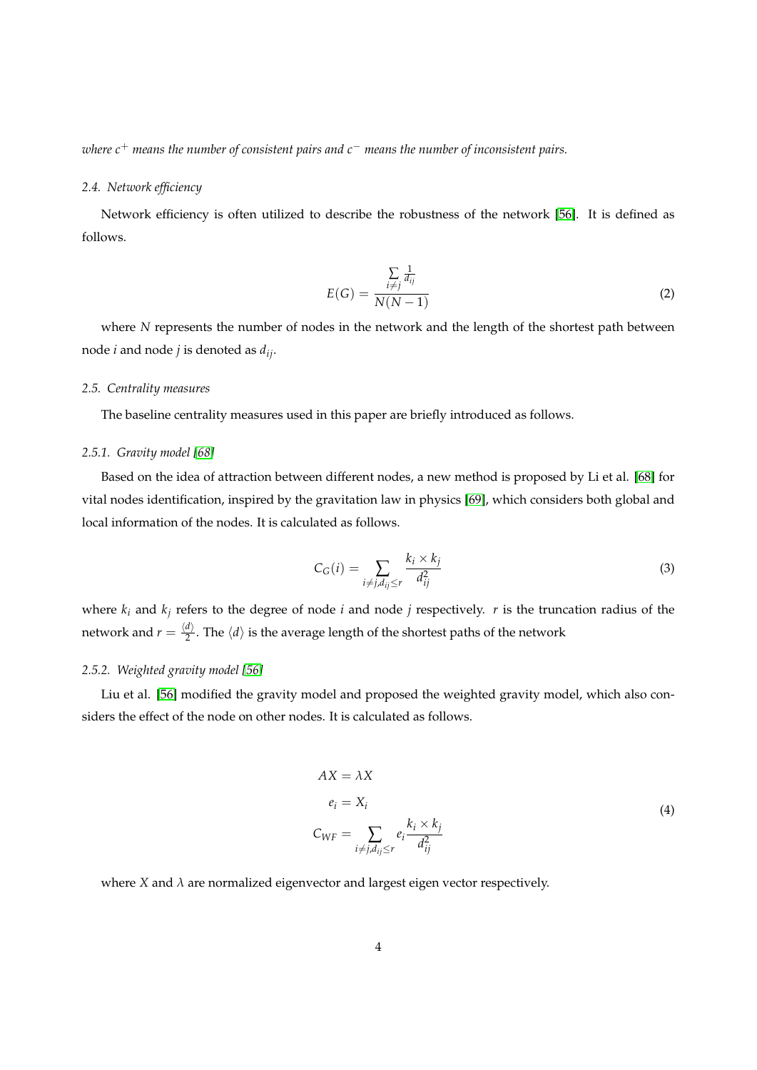*where $c^+$ means the number of consistent pairs and $c^-$ means the number of inconsistent pairs.*

### 2.4. Network efficiency

Network efficiency is often utilized to describe the robustness of the network [56]. It is defined as follows.

$$E(G) = \frac{\sum\limits_{i \neq j} \frac{1}{d_{ij}}}{N(N-1)} \tag{2}$$

where $N$ represents the number of nodes in the network and the length of the shortest path between node $i$ and node $j$ is denoted as $d_{ij}$.

### 2.5. Centrality measures

The baseline centrality measures used in this paper are briefly introduced as follows.

#### 2.5.1. Gravity model [68]

Based on the idea of attraction between different nodes, a new method is proposed by Li et al. [68] for vital nodes identification, inspired by the gravitation law in physics [69], which considers both global and local information of the nodes. It is calculated as follows.

$$C_G(i) = \sum_{i \neq j, d_{ij} \leq r} \frac{k_i \times k_j}{d_{ij}^2} \tag{3}$$

where $k_i$ and $k_j$ refers to the degree of node $i$ and node $j$ respectively. $r$ is the truncation radius of the network and $r = \frac{\langle d \rangle}{2}$. The $\langle d \rangle$ is the average length of the shortest paths of the network

#### 2.5.2. Weighted gravity model [56]

Liu et al. [56] modified the gravity model and proposed the weighted gravity model, which also considers the effect of the node on other nodes. It is calculated as follows.

$$\begin{aligned} AX &= \lambda X \\ e_i &= X_i \\ C_{WF} &= \sum_{i \neq j, d_{ij} \leq r} e_i \frac{k_i \times k_j}{d_{ij}^2} \end{aligned} \tag{4}$$

where $X$ and $\lambda$ are normalized eigenvector and largest eigen vector respectively.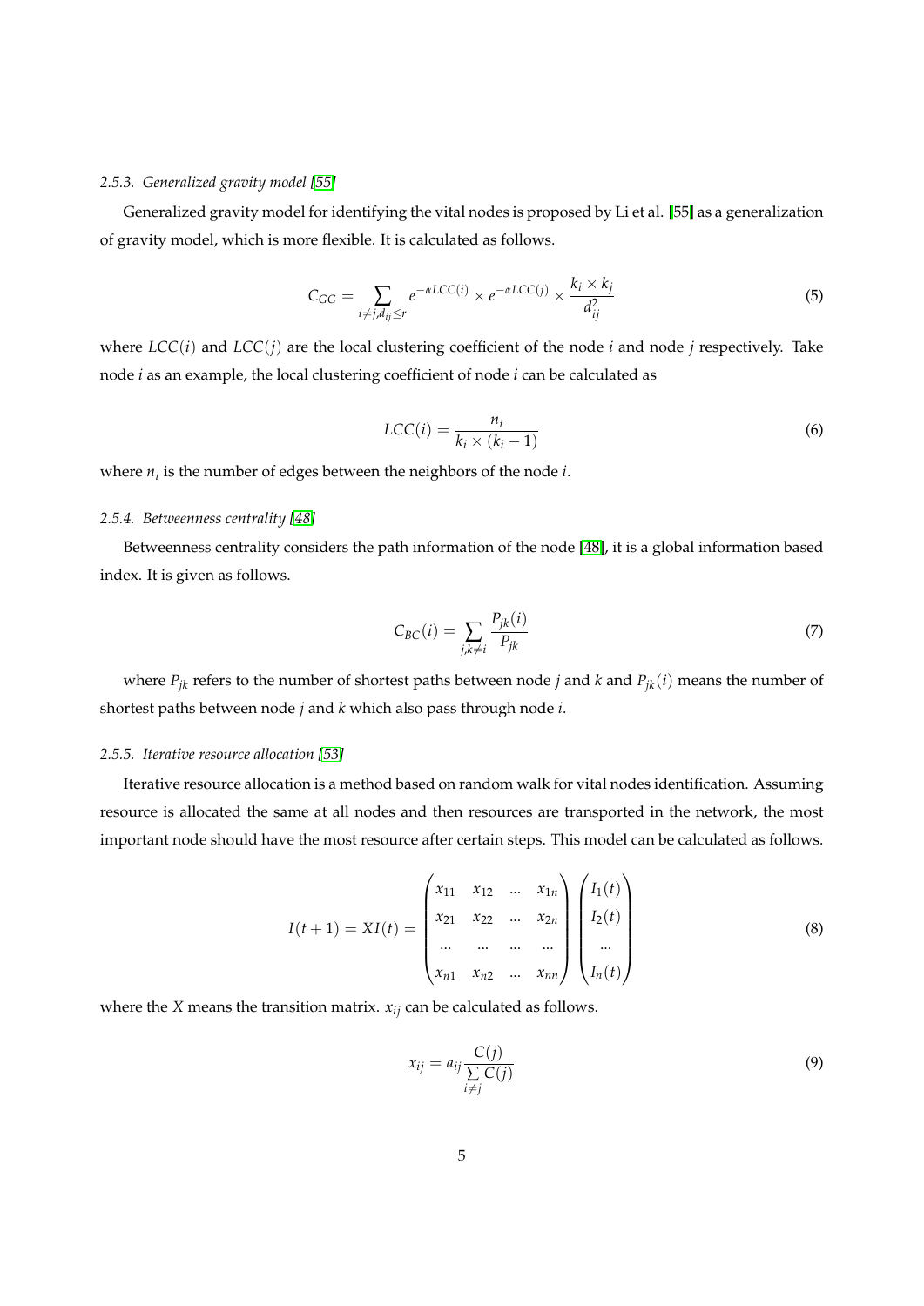#### 2.5.3. Generalized gravity model [55]

Generalized gravity model for identifying the vital nodes is proposed by Li et al. [55] as a generalization of gravity model, which is more flexible. It is calculated as follows.

$$C_{GG} = \sum_{i \neq j, d_{ij} \leq r} e^{-\alpha LCC(i)} \times e^{-\alpha LCC(j)} \times \frac{k_i \times k_j}{d_{ij}^2} \tag{5}$$

where $LCC(i)$ and $LCC(j)$ are the local clustering coefficient of the node $i$ and node $j$ respectively. Take node $i$ as an example, the local clustering coefficient of node $i$ can be calculated as

$$LCC(i) = \frac{n_i}{k_i \times (k_i - 1)} \tag{6}$$

where $n_i$ is the number of edges between the neighbors of the node $i$.

#### 2.5.4. Betweenness centrality [48]

Betweenness centrality considers the path information of the node [48], it is a global information based index. It is given as follows.

$$C_{BC}(i) = \sum_{j,k \neq i} \frac{P_{jk}(i)}{P_{jk}} \tag{7}$$

where $P_{jk}$ refers to the number of shortest paths between node $j$ and $k$ and $P_{jk}(i)$ means the number of shortest paths between node $j$ and $k$ which also pass through node $i$.

#### 2.5.5. Iterative resource allocation [53]

Iterative resource allocation is a method based on random walk for vital nodes identification. Assuming resource is allocated the same at all nodes and then resources are transported in the network, the most important node should have the most resource after certain steps. This model can be calculated as follows.

$$I(t+1) = XI(t) = \begin{pmatrix} x_{11} & x_{12} & \dots & x_{1n} \\ x_{21} & x_{22} & \dots & x_{2n} \\ \dots & \dots & \dots & \dots \\ x_{n1} & x_{n2} & \dots & x_{nn} \end{pmatrix} \begin{pmatrix} I_1(t) \\ I_2(t) \\ \dots \\ I_n(t) \end{pmatrix} \tag{8}$$

where the $X$ means the transition matrix. $x_{ij}$ can be calculated as follows.

$$x_{ij} = a_{ij} \frac{C(j)}{\sum\limits_{i \neq j} C(j)} \tag{9}$$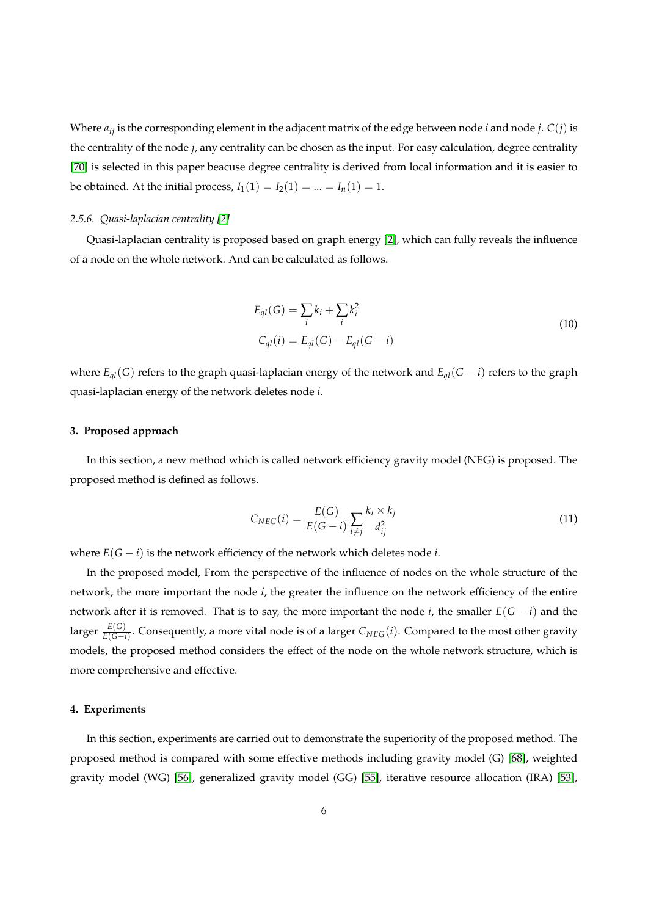Where $a_{ij}$ is the corresponding element in the adjacent matrix of the edge between node $i$ and node $j$. $C(j)$ is the centrality of the node $j$, any centrality can be chosen as the input. For easy calculation, degree centrality [70] is selected in this paper beacuse degree centrality is derived from local information and it is easier to be obtained. At the initial process, $I_1(1) = I_2(1) = ... = I_n(1) = 1$.

#### 2.5.6. Quasi-laplacian centrality [2]

Quasi-laplacian centrality is proposed based on graph energy [2], which can fully reveals the influence of a node on the whole network. And can be calculated as follows.

$$
\begin{aligned}
E_{ql}(G) &= \sum_i k_i + \sum_i k_i^2 \\
C_{ql}(i) &= E_{ql}(G) - E_{ql}(G - i)
\end{aligned}
\tag{10}
$$

where $E_{ql}(G)$ refers to the graph quasi-laplacian energy of the network and $E_{ql}(G - i)$ refers to the graph quasi-laplacian energy of the network deletes node $i$.

## 3. Proposed approach

In this section, a new method which is called network efficiency gravity model (NEG) is proposed. The proposed method is defined as follows.

$$
C_{NEG}(i) = \frac{E(G)}{E(G - i)} \sum_{i \neq j} \frac{k_i \times k_j}{d_{ij}^2}
\tag{11}
$$

where $E(G - i)$ is the network efficiency of the network which deletes node $i$.

In the proposed model, From the perspective of the influence of nodes on the whole structure of the network, the more important the node $i$, the greater the influence on the network efficiency of the entire network after it is removed. That is to say, the more important the node $i$, the smaller $E(G - i)$ and the larger $\frac{E(G)}{E(G-i)}$. Consequently, a more vital node is of a larger $C_{NEG}(i)$. Compared to the most other gravity models, the proposed method considers the effect of the node on the whole network structure, which is more comprehensive and effective.

## 4. Experiments

In this section, experiments are carried out to demonstrate the superiority of the proposed method. The proposed method is compared with some effective methods including gravity model (G) [68], weighted gravity model (WG) [56], generalized gravity model (GG) [55], iterative resource allocation (IRA) [53],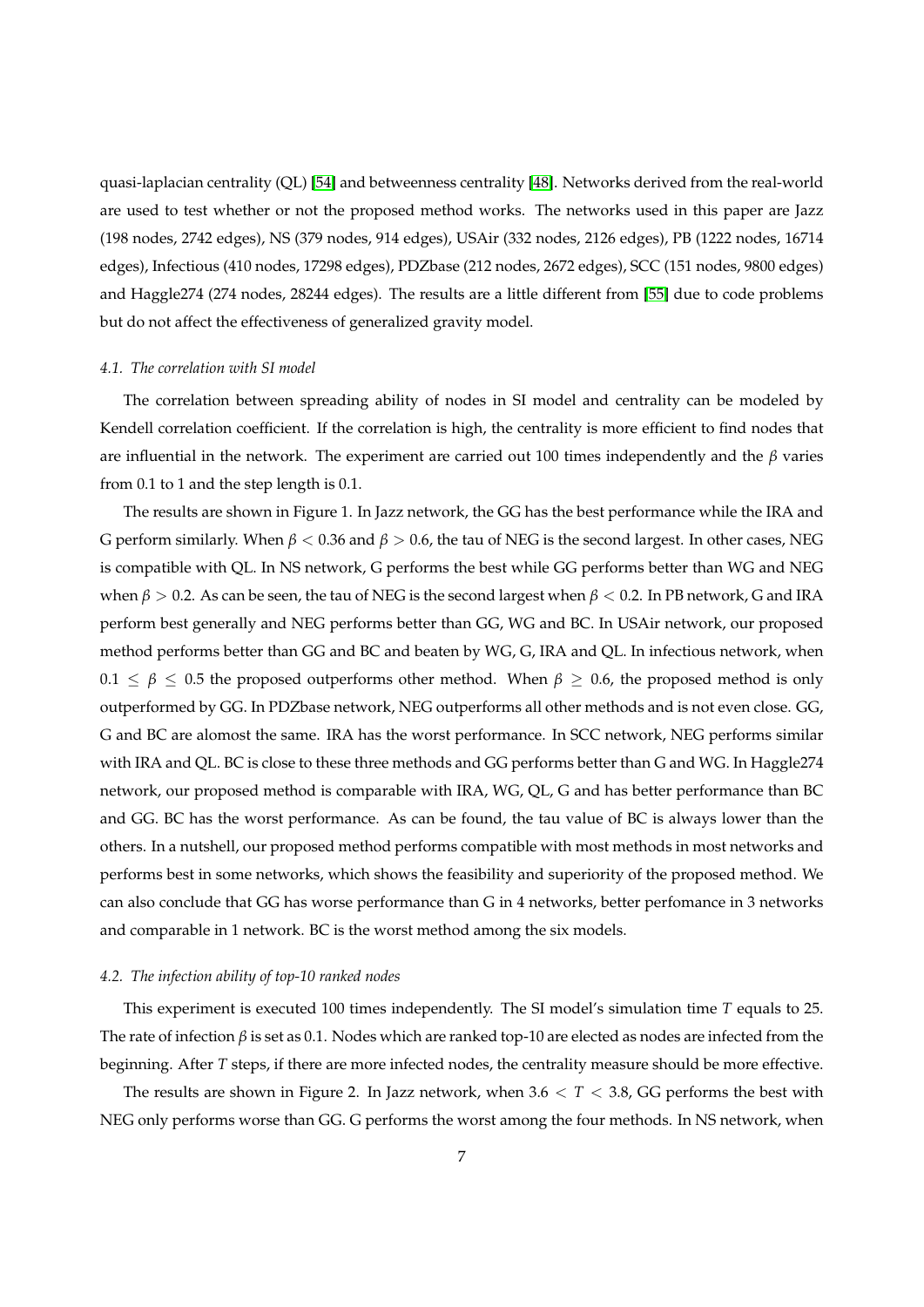quasi-laplacian centrality (QL) [54] and betweenness centrality [48]. Networks derived from the real-world are used to test whether or not the proposed method works. The networks used in this paper are Jazz (198 nodes, 2742 edges), NS (379 nodes, 914 edges), USAir (332 nodes, 2126 edges), PB (1222 nodes, 16714 edges), Infectious (410 nodes, 17298 edges), PDZbase (212 nodes, 2672 edges), SCC (151 nodes, 9800 edges) and Haggle274 (274 nodes, 28244 edges). The results are a little different from [55] due to code problems but do not affect the effectiveness of generalized gravity model.

### *4.1. The correlation with SI model*

The correlation between spreading ability of nodes in SI model and centrality can be modeled by Kendell correlation coefficient. If the correlation is high, the centrality is more efficient to find nodes that are influential in the network. The experiment are carried out 100 times independently and the $\beta$ varies from 0.1 to 1 and the step length is 0.1.

The results are shown in Figure 1. In Jazz network, the GG has the best performance while the IRA and G perform similarly. When $\beta < 0.36$ and $\beta > 0.6$, the tau of NEG is the second largest. In other cases, NEG is compatible with QL. In NS network, G performs the best while GG performs better than WG and NEG when $\beta > 0.2$. As can be seen, the tau of NEG is the second largest when $\beta < 0.2$. In PB network, G and IRA perform best generally and NEG performs better than GG, WG and BC. In USAir network, our proposed method performs better than GG and BC and beaten by WG, G, IRA and QL. In infectious network, when $0.1 \leq \beta \leq 0.5$ the proposed outperforms other method. When $\beta \geq 0.6$, the proposed method is only outperformed by GG. In PDZbase network, NEG outperforms all other methods and is not even close. GG, G and BC are alomost the same. IRA has the worst performance. In SCC network, NEG performs similar with IRA and QL. BC is close to these three methods and GG performs better than G and WG. In Haggle274 network, our proposed method is comparable with IRA, WG, QL, G and has better performance than BC and GG. BC has the worst performance. As can be found, the tau value of BC is always lower than the others. In a nutshell, our proposed method performs compatible with most methods in most networks and performs best in some networks, which shows the feasibility and superiority of the proposed method. We can also conclude that GG has worse performance than G in 4 networks, better perfomance in 3 networks and comparable in 1 network. BC is the worst method among the six models.

### *4.2. The infection ability of top-10 ranked nodes*

This experiment is executed 100 times independently. The SI model's simulation time $T$ equals to 25. The rate of infection $\beta$ is set as 0.1. Nodes which are ranked top-10 are elected as nodes are infected from the beginning. After $T$ steps, if there are more infected nodes, the centrality measure should be more effective.

The results are shown in Figure 2. In Jazz network, when $3.6 < T < 3.8$, GG performs the best with NEG only performs worse than GG. G performs the worst among the four methods. In NS network, when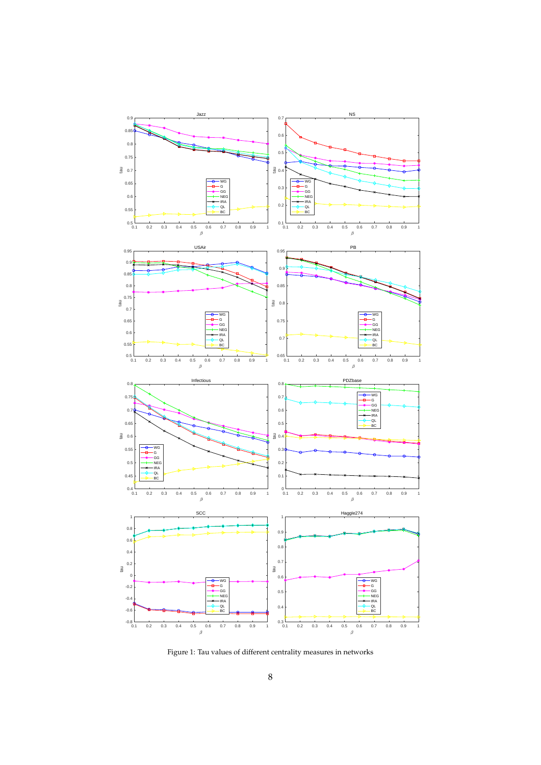Figure 1: Tau values of different centrality measures in networks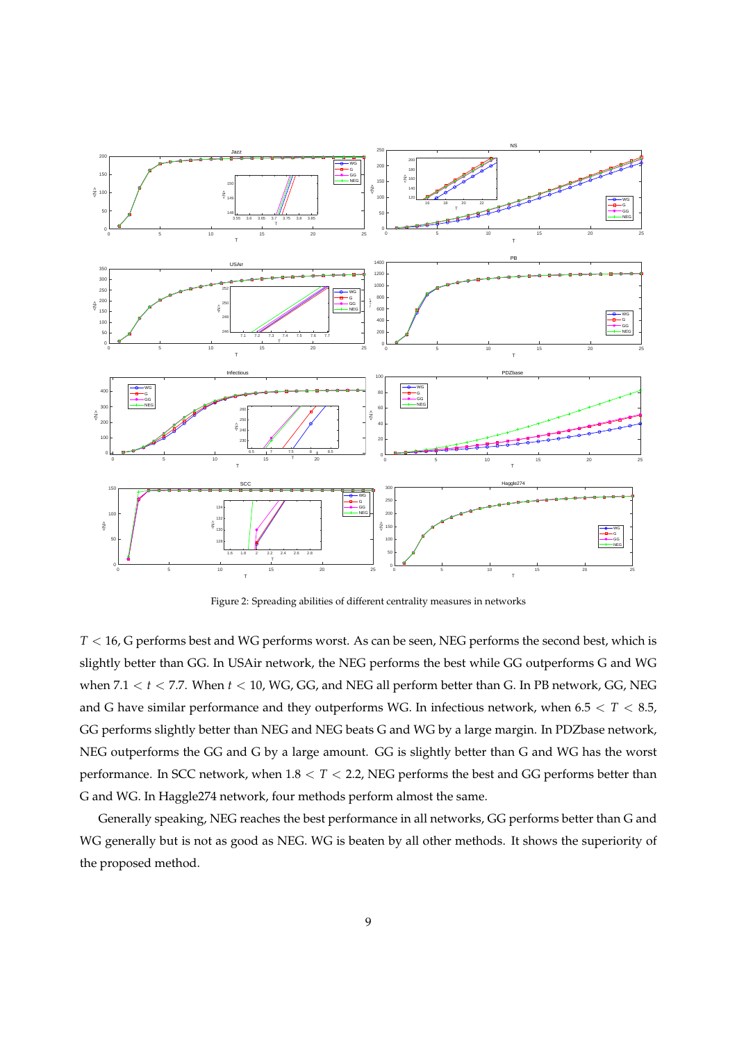Figure 2: Spreading abilities of different centrality measures in networks

$T < 16$, G performs best and WG performs worst. As can be seen, NEG performs the second best, which is slightly better than GG. In USAir network, the NEG performs the best while GG outperforms G and WG when $7.1 < t < 7.7$. When $t < 10$, WG, GG, and NEG all perform better than G. In PB network, GG, NEG and G have similar performance and they outperforms WG. In infectious network, when $6.5 < T < 8.5$, GG performs slightly better than NEG and NEG beats G and WG by a large margin. In PDZbase network, NEG outperforms the GG and G by a large amount. GG is slightly better than G and WG has the worst performance. In SCC network, when $1.8 < T < 2.2$, NEG performs the best and GG performs better than G and WG. In Haggle274 network, four methods perform almost the same.

Generally speaking, NEG reaches the best performance in all networks, GG performs better than G and WG generally but is not as good as NEG. WG is beaten by all other methods. It shows the superiority of the proposed method.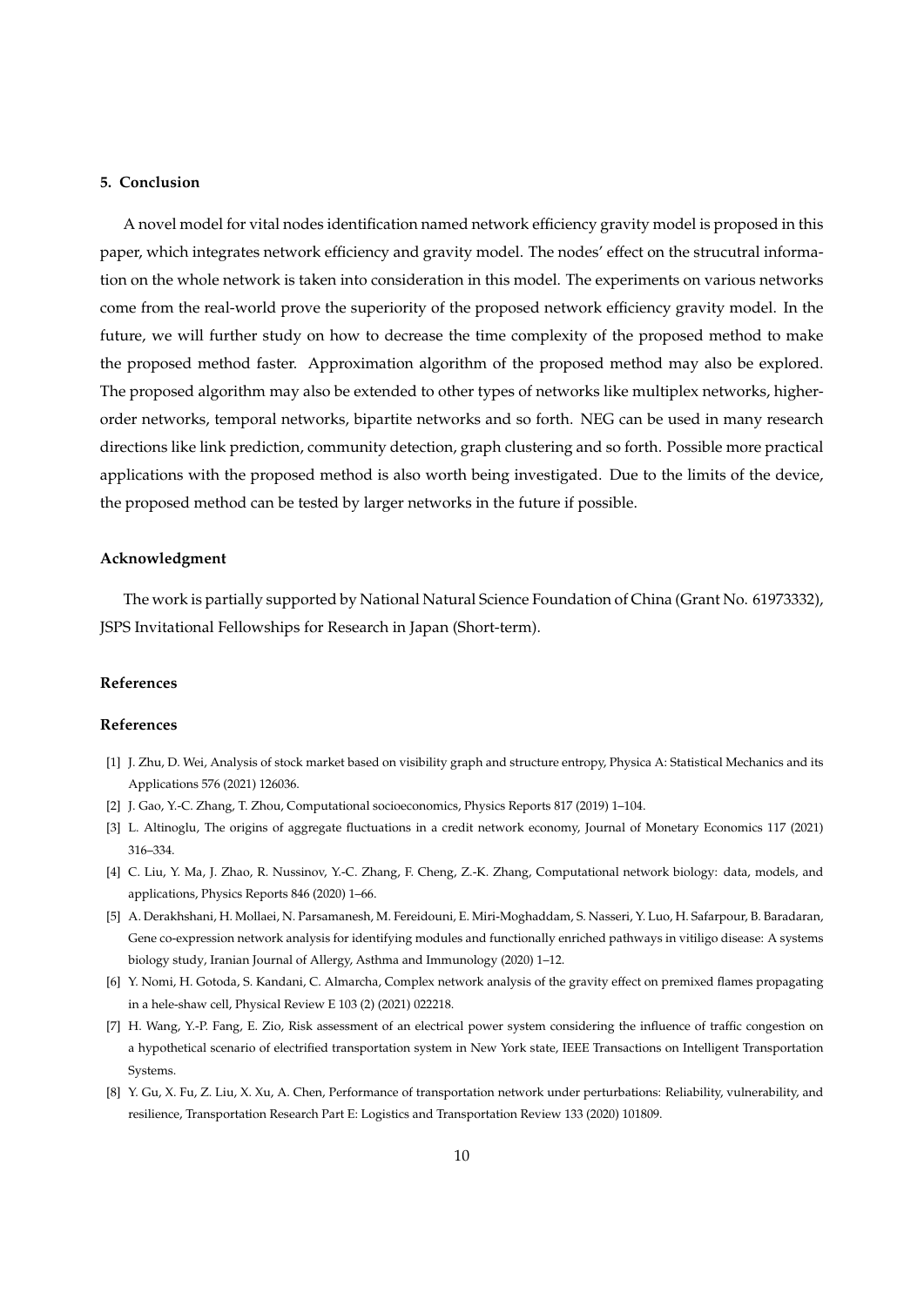## 5. Conclusion

A novel model for vital nodes identification named network efficiency gravity model is proposed in this paper, which integrates network efficiency and gravity model. The nodes' effect on the strucutral information on the whole network is taken into consideration in this model. The experiments on various networks come from the real-world prove the superiority of the proposed network efficiency gravity model. In the future, we will further study on how to decrease the time complexity of the proposed method to make the proposed method faster. Approximation algorithm of the proposed method may also be explored. The proposed algorithm may also be extended to other types of networks like multiplex networks, higher-order networks, temporal networks, bipartite networks and so forth. NEG can be used in many research directions like link prediction, community detection, graph clustering and so forth. Possible more practical applications with the proposed method is also worth being investigated. Due to the limits of the device, the proposed method can be tested by larger networks in the future if possible.

## Acknowledgment

The work is partially supported by National Natural Science Foundation of China (Grant No. 61973332), JSPS Invitational Fellowships for Research in Japan (Short-term).

## References

## References

[1] J. Zhu, D. Wei, Analysis of stock market based on visibility graph and structure entropy, Physica A: Statistical Mechanics and its Applications 576 (2021) 126036.

[2] J. Gao, Y.-C. Zhang, T. Zhou, Computational socioeconomics, Physics Reports 817 (2019) 1–104.

[3] L. Altinoglu, The origins of aggregate fluctuations in a credit network economy, Journal of Monetary Economics 117 (2021) 316–334.

[4] C. Liu, Y. Ma, J. Zhao, R. Nussinov, Y.-C. Zhang, F. Cheng, Z.-K. Zhang, Computational network biology: data, models, and applications, Physics Reports 846 (2020) 1–66.

[5] A. Derakhshani, H. Mollaei, N. Parsamanesh, M. Fereidouni, E. Miri-Moghaddam, S. Nasseri, Y. Luo, H. Safarpour, B. Baradaran, Gene co-expression network analysis for identifying modules and functionally enriched pathways in vitiligo disease: A systems biology study, Iranian Journal of Allergy, Asthma and Immunology (2020) 1–12.

[6] Y. Nomi, H. Gotoda, S. Kandani, C. Almarcha, Complex network analysis of the gravity effect on premixed flames propagating in a hele-shaw cell, Physical Review E 103 (2) (2021) 022218.

[7] H. Wang, Y.-P. Fang, E. Zio, Risk assessment of an electrical power system considering the influence of traffic congestion on a hypothetical scenario of electrified transportation system in New York state, IEEE Transactions on Intelligent Transportation Systems.

[8] Y. Gu, X. Fu, Z. Liu, X. Xu, A. Chen, Performance of transportation network under perturbations: Reliability, vulnerability, and resilience, Transportation Research Part E: Logistics and Transportation Review 133 (2020) 101809.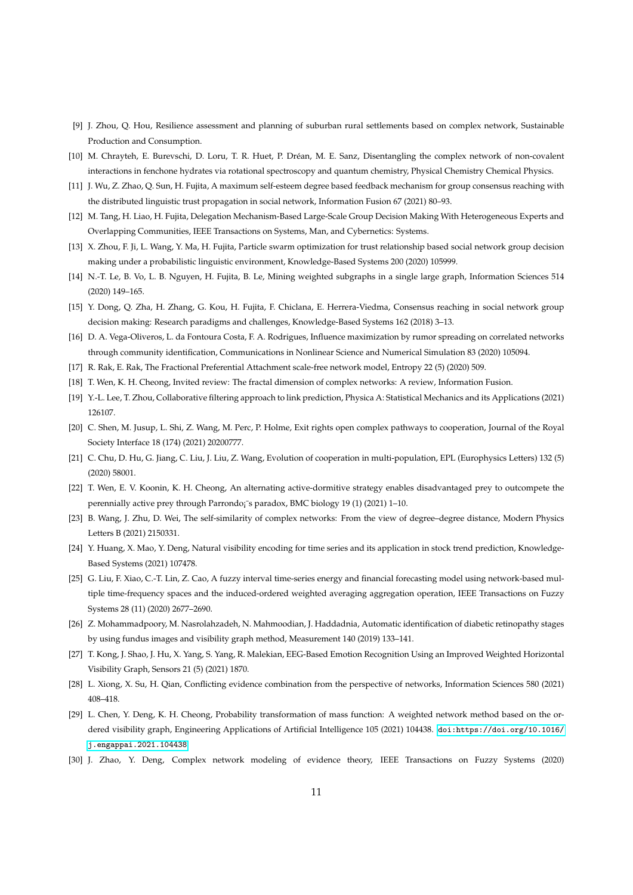[9] J. Zhou, Q. Hou, Resilience assessment and planning of suburban rural settlements based on complex network, Sustainable Production and Consumption.

[10] M. Chrayteh, E. Burevschi, D. Loru, T. R. Huet, P. Dréan, M. E. Sanz, Disentangling the complex network of non-covalent interactions in fenchone hydrates via rotational spectroscopy and quantum chemistry, Physical Chemistry Chemical Physics.

[11] J. Wu, Z. Zhao, Q. Sun, H. Fujita, A maximum self-esteem degree based feedback mechanism for group consensus reaching with the distributed linguistic trust propagation in social network, Information Fusion 67 (2021) 80–93.

[12] M. Tang, H. Liao, H. Fujita, Delegation Mechanism-Based Large-Scale Group Decision Making With Heterogeneous Experts and Overlapping Communities, IEEE Transactions on Systems, Man, and Cybernetics: Systems.

[13] X. Zhou, F. Ji, L. Wang, Y. Ma, H. Fujita, Particle swarm optimization for trust relationship based social network group decision making under a probabilistic linguistic environment, Knowledge-Based Systems 200 (2020) 105999.

[14] N.-T. Le, B. Vo, L. B. Nguyen, H. Fujita, B. Le, Mining weighted subgraphs in a single large graph, Information Sciences 514 (2020) 149–165.

[15] Y. Dong, Q. Zha, H. Zhang, G. Kou, H. Fujita, F. Chiclana, E. Herrera-Viedma, Consensus reaching in social network group decision making: Research paradigms and challenges, Knowledge-Based Systems 162 (2018) 3–13.

[16] D. A. Vega-Oliveros, L. da Fontoura Costa, F. A. Rodrigues, Influence maximization by rumor spreading on correlated networks through community identification, Communications in Nonlinear Science and Numerical Simulation 83 (2020) 105094.

[17] R. Rak, E. Rak, The Fractional Preferential Attachment scale-free network model, Entropy 22 (5) (2020) 509.

[18] T. Wen, K. H. Cheong, Invited review: The fractal dimension of complex networks: A review, Information Fusion.

[19] Y.-L. Lee, T. Zhou, Collaborative filtering approach to link prediction, Physica A: Statistical Mechanics and its Applications (2021) 126107.

[20] C. Shen, M. Jusup, L. Shi, Z. Wang, M. Perc, P. Holme, Exit rights open complex pathways to cooperation, Journal of the Royal Society Interface 18 (174) (2021) 20200777.

[21] C. Chu, D. Hu, G. Jiang, C. Liu, J. Liu, Z. Wang, Evolution of cooperation in multi-population, EPL (Europhysics Letters) 132 (5) (2020) 58001.

[22] T. Wen, E. V. Koonin, K. H. Cheong, An alternating active-dormitive strategy enables disadvantaged prey to outcompete the perennially active prey through Parrondo¡¯s paradox, BMC biology 19 (1) (2021) 1–10.

[23] B. Wang, J. Zhu, D. Wei, The self-similarity of complex networks: From the view of degree–degree distance, Modern Physics Letters B (2021) 2150331.

[24] Y. Huang, X. Mao, Y. Deng, Natural visibility encoding for time series and its application in stock trend prediction, Knowledge-Based Systems (2021) 107478.

[25] G. Liu, F. Xiao, C.-T. Lin, Z. Cao, A fuzzy interval time-series energy and financial forecasting model using network-based multiple time-frequency spaces and the induced-ordered weighted averaging aggregation operation, IEEE Transactions on Fuzzy Systems 28 (11) (2020) 2677–2690.

[26] Z. Mohammadpoory, M. Nasrolahzadeh, N. Mahmoodian, J. Haddadnia, Automatic identification of diabetic retinopathy stages by using fundus images and visibility graph method, Measurement 140 (2019) 133–141.

[27] T. Kong, J. Shao, J. Hu, X. Yang, S. Yang, R. Malekian, EEG-Based Emotion Recognition Using an Improved Weighted Horizontal Visibility Graph, Sensors 21 (5) (2021) 1870.

[28] L. Xiong, X. Su, H. Qian, Conflicting evidence combination from the perspective of networks, Information Sciences 580 (2021) 408–418.

[29] L. Chen, Y. Deng, K. H. Cheong, Probability transformation of mass function: A weighted network method based on the ordered visibility graph, Engineering Applications of Artificial Intelligence 105 (2021) 104438. doi:https://doi.org/10.1016/j.engappai.2021.104438.

[30] J. Zhao, Y. Deng, Complex network modeling of evidence theory, IEEE Transactions on Fuzzy Systems (2020)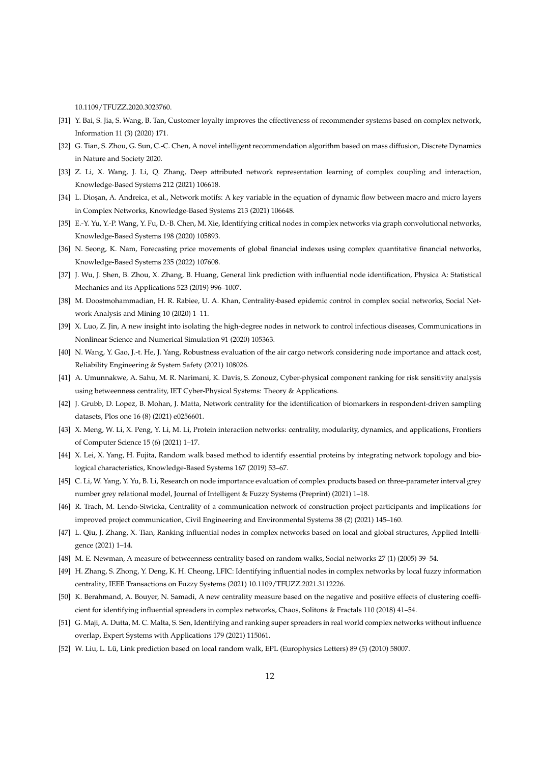10.1109/TFUZZ.2020.3023760.

[31] Y. Bai, S. Jia, S. Wang, B. Tan, Customer loyalty improves the effectiveness of recommender systems based on complex network, Information 11 (3) (2020) 171.

[32] G. Tian, S. Zhou, G. Sun, C.-C. Chen, A novel intelligent recommendation algorithm based on mass diffusion, Discrete Dynamics in Nature and Society 2020.

[33] Z. Li, X. Wang, J. Li, Q. Zhang, Deep attributed network representation learning of complex coupling and interaction, Knowledge-Based Systems 212 (2021) 106618.

[34] L. Dioşan, A. Andreica, et al., Network motifs: A key variable in the equation of dynamic flow between macro and micro layers in Complex Networks, Knowledge-Based Systems 213 (2021) 106648.

[35] E.-Y. Yu, Y.-P. Wang, Y. Fu, D.-B. Chen, M. Xie, Identifying critical nodes in complex networks via graph convolutional networks, Knowledge-Based Systems 198 (2020) 105893.

[36] N. Seong, K. Nam, Forecasting price movements of global financial indexes using complex quantitative financial networks, Knowledge-Based Systems 235 (2022) 107608.

[37] J. Wu, J. Shen, B. Zhou, X. Zhang, B. Huang, General link prediction with influential node identification, Physica A: Statistical Mechanics and its Applications 523 (2019) 996–1007.

[38] M. Doostmohammadian, H. R. Rabiee, U. A. Khan, Centrality-based epidemic control in complex social networks, Social Network Analysis and Mining 10 (2020) 1–11.

[39] X. Luo, Z. Jin, A new insight into isolating the high-degree nodes in network to control infectious diseases, Communications in Nonlinear Science and Numerical Simulation 91 (2020) 105363.

[40] N. Wang, Y. Gao, J.-t. He, J. Yang, Robustness evaluation of the air cargo network considering node importance and attack cost, Reliability Engineering & System Safety (2021) 108026.

[41] A. Umunnakwe, A. Sahu, M. R. Narimani, K. Davis, S. Zonouz, Cyber-physical component ranking for risk sensitivity analysis using betweenness centrality, IET Cyber-Physical Systems: Theory & Applications.

[42] J. Grubb, D. Lopez, B. Mohan, J. Matta, Network centrality for the identification of biomarkers in respondent-driven sampling datasets, Plos one 16 (8) (2021) e0256601.

[43] X. Meng, W. Li, X. Peng, Y. Li, M. Li, Protein interaction networks: centrality, modularity, dynamics, and applications, Frontiers of Computer Science 15 (6) (2021) 1–17.

[44] X. Lei, X. Yang, H. Fujita, Random walk based method to identify essential proteins by integrating network topology and biological characteristics, Knowledge-Based Systems 167 (2019) 53–67.

[45] C. Li, W. Yang, Y. Yu, B. Li, Research on node importance evaluation of complex products based on three-parameter interval grey number grey relational model, Journal of Intelligent & Fuzzy Systems (Preprint) (2021) 1–18.

[46] R. Trach, M. Lendo-Siwicka, Centrality of a communication network of construction project participants and implications for improved project communication, Civil Engineering and Environmental Systems 38 (2) (2021) 145–160.

[47] L. Qiu, J. Zhang, X. Tian, Ranking influential nodes in complex networks based on local and global structures, Applied Intelligence (2021) 1–14.

[48] M. E. Newman, A measure of betweenness centrality based on random walks, Social networks 27 (1) (2005) 39–54.

[49] H. Zhang, S. Zhong, Y. Deng, K. H. Cheong, LFIC: Identifying influential nodes in complex networks by local fuzzy information centrality, IEEE Transactions on Fuzzy Systems (2021) 10.1109/TFUZZ.2021.3112226.

[50] K. Berahmand, A. Bouyer, N. Samadi, A new centrality measure based on the negative and positive effects of clustering coefficient for identifying influential spreaders in complex networks, Chaos, Solitons & Fractals 110 (2018) 41–54.

[51] G. Maji, A. Dutta, M. C. Malta, S. Sen, Identifying and ranking super spreaders in real world complex networks without influence overlap, Expert Systems with Applications 179 (2021) 115061.

[52] W. Liu, L. Lü, Link prediction based on local random walk, EPL (Europhysics Letters) 89 (5) (2010) 58007.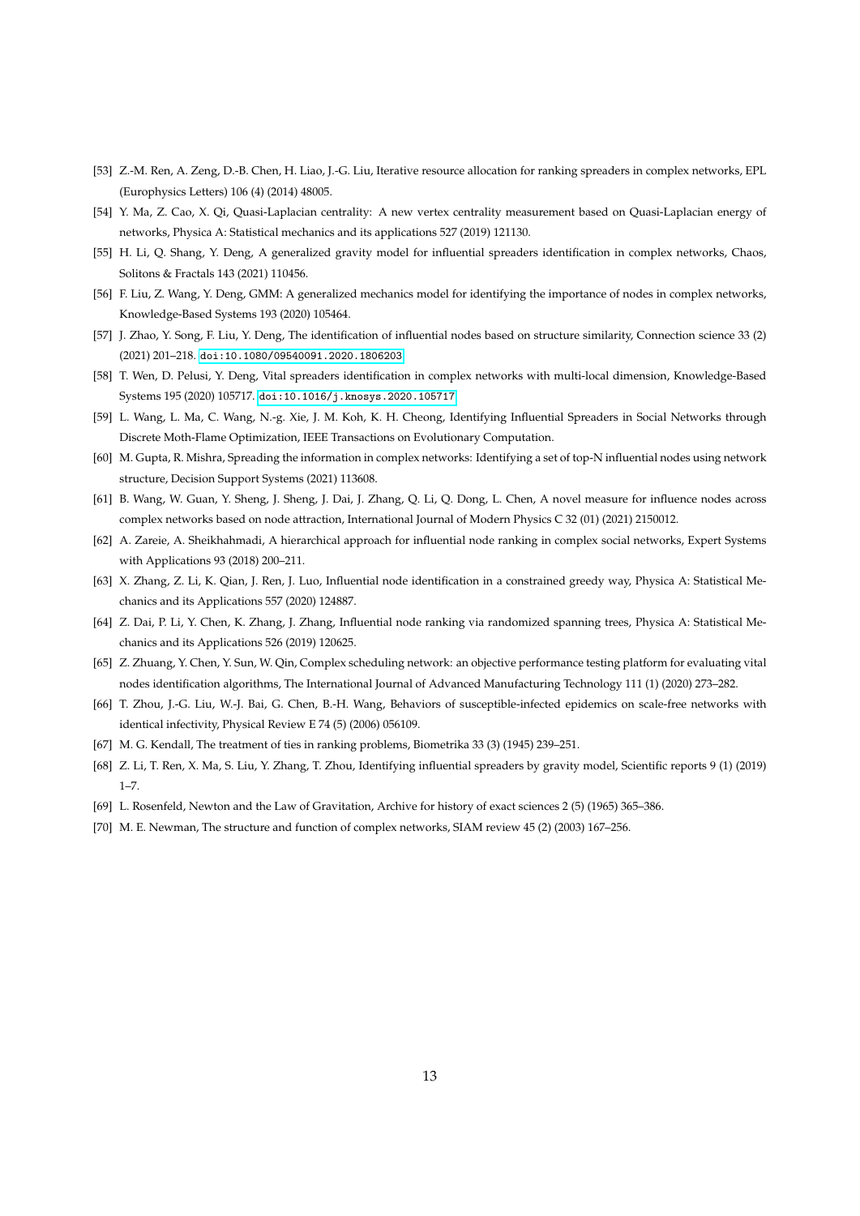[53] Z.-M. Ren, A. Zeng, D.-B. Chen, H. Liao, J.-G. Liu, Iterative resource allocation for ranking spreaders in complex networks, EPL (Europhysics Letters) 106 (4) (2014) 48005.

[54] Y. Ma, Z. Cao, X. Qi, Quasi-Laplacian centrality: A new vertex centrality measurement based on Quasi-Laplacian energy of networks, Physica A: Statistical mechanics and its applications 527 (2019) 121130.

[55] H. Li, Q. Shang, Y. Deng, A generalized gravity model for influential spreaders identification in complex networks, Chaos, Solitons & Fractals 143 (2021) 110456.

[56] F. Liu, Z. Wang, Y. Deng, GMM: A generalized mechanics model for identifying the importance of nodes in complex networks, Knowledge-Based Systems 193 (2020) 105464.

[57] J. Zhao, Y. Song, F. Liu, Y. Deng, The identification of influential nodes based on structure similarity, Connection science 33 (2) (2021) 201–218. doi:10.1080/09540091.2020.1806203.

[58] T. Wen, D. Pelusi, Y. Deng, Vital spreaders identification in complex networks with multi-local dimension, Knowledge-Based Systems 195 (2020) 105717. doi:10.1016/j.knosys.2020.105717.

[59] L. Wang, L. Ma, C. Wang, N.-g. Xie, J. M. Koh, K. H. Cheong, Identifying Influential Spreaders in Social Networks through Discrete Moth-Flame Optimization, IEEE Transactions on Evolutionary Computation.

[60] M. Gupta, R. Mishra, Spreading the information in complex networks: Identifying a set of top-N influential nodes using network structure, Decision Support Systems (2021) 113608.

[61] B. Wang, W. Guan, Y. Sheng, J. Sheng, J. Dai, J. Zhang, Q. Li, Q. Dong, L. Chen, A novel measure for influence nodes across complex networks based on node attraction, International Journal of Modern Physics C 32 (01) (2021) 2150012.

[62] A. Zareie, A. Sheikhahmadi, A hierarchical approach for influential node ranking in complex social networks, Expert Systems with Applications 93 (2018) 200–211.

[63] X. Zhang, Z. Li, K. Qian, J. Ren, J. Luo, Influential node identification in a constrained greedy way, Physica A: Statistical Mechanics and its Applications 557 (2020) 124887.

[64] Z. Dai, P. Li, Y. Chen, K. Zhang, J. Zhang, Influential node ranking via randomized spanning trees, Physica A: Statistical Mechanics and its Applications 526 (2019) 120625.

[65] Z. Zhuang, Y. Chen, Y. Sun, W. Qin, Complex scheduling network: an objective performance testing platform for evaluating vital nodes identification algorithms, The International Journal of Advanced Manufacturing Technology 111 (1) (2020) 273–282.

[66] T. Zhou, J.-G. Liu, W.-J. Bai, G. Chen, B.-H. Wang, Behaviors of susceptible-infected epidemics on scale-free networks with identical infectivity, Physical Review E 74 (5) (2006) 056109.

[67] M. G. Kendall, The treatment of ties in ranking problems, Biometrika 33 (3) (1945) 239–251.

[68] Z. Li, T. Ren, X. Ma, S. Liu, Y. Zhang, T. Zhou, Identifying influential spreaders by gravity model, Scientific reports 9 (1) (2019) 1–7.

[69] L. Rosenfeld, Newton and the Law of Gravitation, Archive for history of exact sciences 2 (5) (1965) 365–386.

[70] M. E. Newman, The structure and function of complex networks, SIAM review 45 (2) (2003) 167–256.